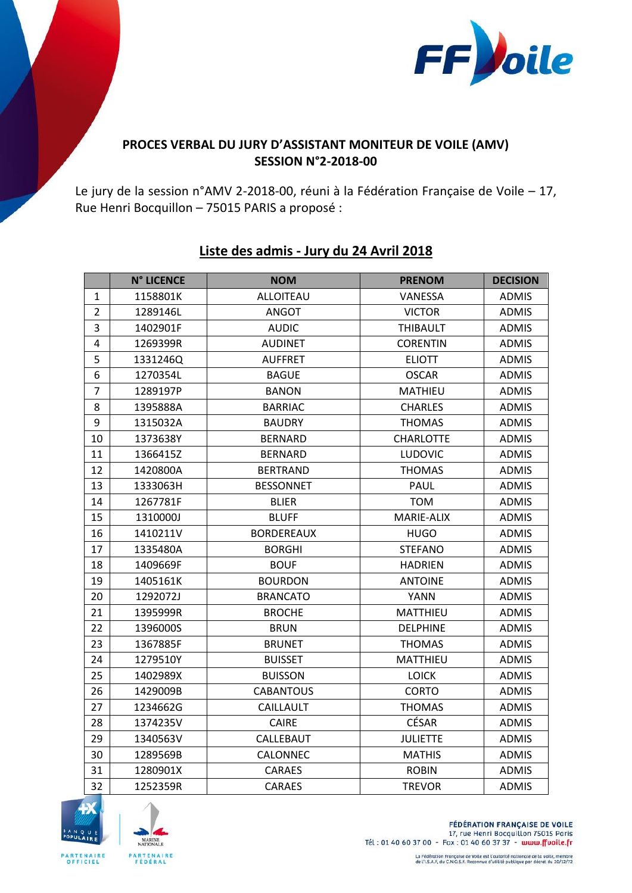## PROCES VERBAL DU JURY D'ASSISTANT MONITEUR DE VOILE (AMV)
## SESSION N°2-2018-00

Le jury de la session n°AMV 2-2018-00, réuni à la Fédération Française de Voile – 17, Rue Henri Bocquillon – 75015 PARIS a proposé :

### Liste des admis - Jury du 24 Avril 2018

| | N° LICENCE | NOM | PRENOM | DECISION |
|---|---|---|---|---|
| 1 | 1158801K | ALLOITEAU | VANESSA | ADMIS |
| 2 | 1289146L | ANGOT | VICTOR | ADMIS |
| 3 | 1402901F | AUDIC | THIBAULT | ADMIS |
| 4 | 1269399R | AUDINET | CORENTIN | ADMIS |
| 5 | 1331246Q | AUFFRET | ELIOTT | ADMIS |
| 6 | 1270354L | BAGUE | OSCAR | ADMIS |
| 7 | 1289197P | BANON | MATHIEU | ADMIS |
| 8 | 1395888A | BARRIAC | CHARLES | ADMIS |
| 9 | 1315032A | BAUDRY | THOMAS | ADMIS |
| 10 | 1373638Y | BERNARD | CHARLOTTE | ADMIS |
| 11 | 1366415Z | BERNARD | LUDOVIC | ADMIS |
| 12 | 1420800A | BERTRAND | THOMAS | ADMIS |
| 13 | 1333063H | BESSONNET | PAUL | ADMIS |
| 14 | 1267781F | BLIER | TOM | ADMIS |
| 15 | 1310000J | BLUFF | MARIE-ALIX | ADMIS |
| 16 | 1410211V | BORDEREAUX | HUGO | ADMIS |
| 17 | 1335480A | BORGHI | STEFANO | ADMIS |
| 18 | 1409669F | BOUF | HADRIEN | ADMIS |
| 19 | 1405161K | BOURDON | ANTOINE | ADMIS |
| 20 | 1292072J | BRANCATO | YANN | ADMIS |
| 21 | 1395999R | BROCHE | MATTHIEU | ADMIS |
| 22 | 1396000S | BRUN | DELPHINE | ADMIS |
| 23 | 1367885F | BRUNET | THOMAS | ADMIS |
| 24 | 1279510Y | BUISSET | MATTHIEU | ADMIS |
| 25 | 1402989X | BUISSON | LOICK | ADMIS |
| 26 | 1429009B | CABANTOUS | CORTO | ADMIS |
| 27 | 1234662G | CAILLAULT | THOMAS | ADMIS |
| 28 | 1374235V | CAIRE | CÉSAR | ADMIS |
| 29 | 1340563V | CALLEBAUT | JULIETTE | ADMIS |
| 30 | 1289569B | CALONNEC | MATHIS | ADMIS |
| 31 | 1280901X | CARAES | ROBIN | ADMIS |
| 32 | 1252359R | CARAES | TREVOR | ADMIS |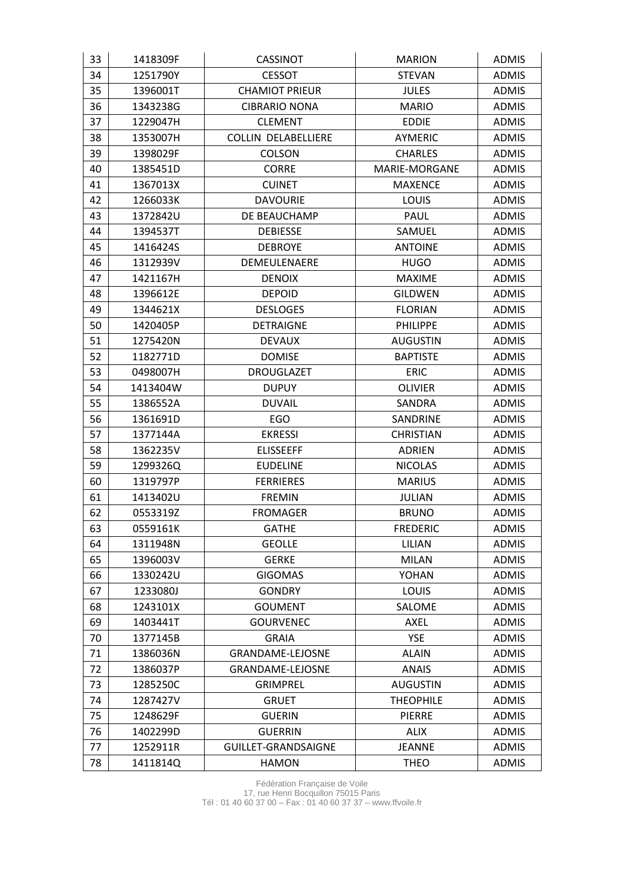| 33 | 1418309F | CASSINOT | MARION | ADMIS |
|---|---|---|---|---|
| 34 | 1251790Y | CESSOT | STEVAN | ADMIS |
| 35 | 1396001T | CHAMIOT PRIEUR | JULES | ADMIS |
| 36 | 1343238G | CIBRARIO NONA | MARIO | ADMIS |
| 37 | 1229047H | CLEMENT | EDDIE | ADMIS |
| 38 | 1353007H | COLLIN DELABELLIERE | AYMERIC | ADMIS |
| 39 | 1398029F | COLSON | CHARLES | ADMIS |
| 40 | 1385451D | CORRE | MARIE-MORGANE | ADMIS |
| 41 | 1367013X | CUINET | MAXENCE | ADMIS |
| 42 | 1266033K | DAVOURIE | LOUIS | ADMIS |
| 43 | 1372842U | DE BEAUCHAMP | PAUL | ADMIS |
| 44 | 1394537T | DEBIESSE | SAMUEL | ADMIS |
| 45 | 1416424S | DEBROYE | ANTOINE | ADMIS |
| 46 | 1312939V | DEMEULENAERE | HUGO | ADMIS |
| 47 | 1421167H | DENOIX | MAXIME | ADMIS |
| 48 | 1396612E | DEPOID | GILDWEN | ADMIS |
| 49 | 1344621X | DESLOGES | FLORIAN | ADMIS |
| 50 | 1420405P | DETRAIGNE | PHILIPPE | ADMIS |
| 51 | 1275420N | DEVAUX | AUGUSTIN | ADMIS |
| 52 | 1182771D | DOMISE | BAPTISTE | ADMIS |
| 53 | 0498007H | DROUGLAZET | ERIC | ADMIS |
| 54 | 1413404W | DUPUY | OLIVIER | ADMIS |
| 55 | 1386552A | DUVAIL | SANDRA | ADMIS |
| 56 | 1361691D | EGO | SANDRINE | ADMIS |
| 57 | 1377144A | EKRESSI | CHRISTIAN | ADMIS |
| 58 | 1362235V | ELISSEEFF | ADRIEN | ADMIS |
| 59 | 1299326Q | EUDELINE | NICOLAS | ADMIS |
| 60 | 1319797P | FERRIERES | MARIUS | ADMIS |
| 61 | 1413402U | FREMIN | JULIAN | ADMIS |
| 62 | 0553319Z | FROMAGER | BRUNO | ADMIS |
| 63 | 0559161K | GATHE | FREDERIC | ADMIS |
| 64 | 1311948N | GEOLLE | LILIAN | ADMIS |
| 65 | 1396003V | GERKE | MILAN | ADMIS |
| 66 | 1330242U | GIGOMAS | YOHAN | ADMIS |
| 67 | 1233080J | GONDRY | LOUIS | ADMIS |
| 68 | 1243101X | GOUMENT | SALOME | ADMIS |
| 69 | 1403441T | GOURVENEC | AXEL | ADMIS |
| 70 | 1377145B | GRAIA | YSE | ADMIS |
| 71 | 1386036N | GRANDAME-LEJOSNE | ALAIN | ADMIS |
| 72 | 1386037P | GRANDAME-LEJOSNE | ANAIS | ADMIS |
| 73 | 1285250C | GRIMPREL | AUGUSTIN | ADMIS |
| 74 | 1287427V | GRUET | THEOPHILE | ADMIS |
| 75 | 1248629F | GUERIN | PIERRE | ADMIS |
| 76 | 1402299D | GUERRIN | ALIX | ADMIS |
| 77 | 1252911R | GUILLET-GRANDSAIGNE | JEANNE | ADMIS |
| 78 | 1411814Q | HAMON | THEO | ADMIS |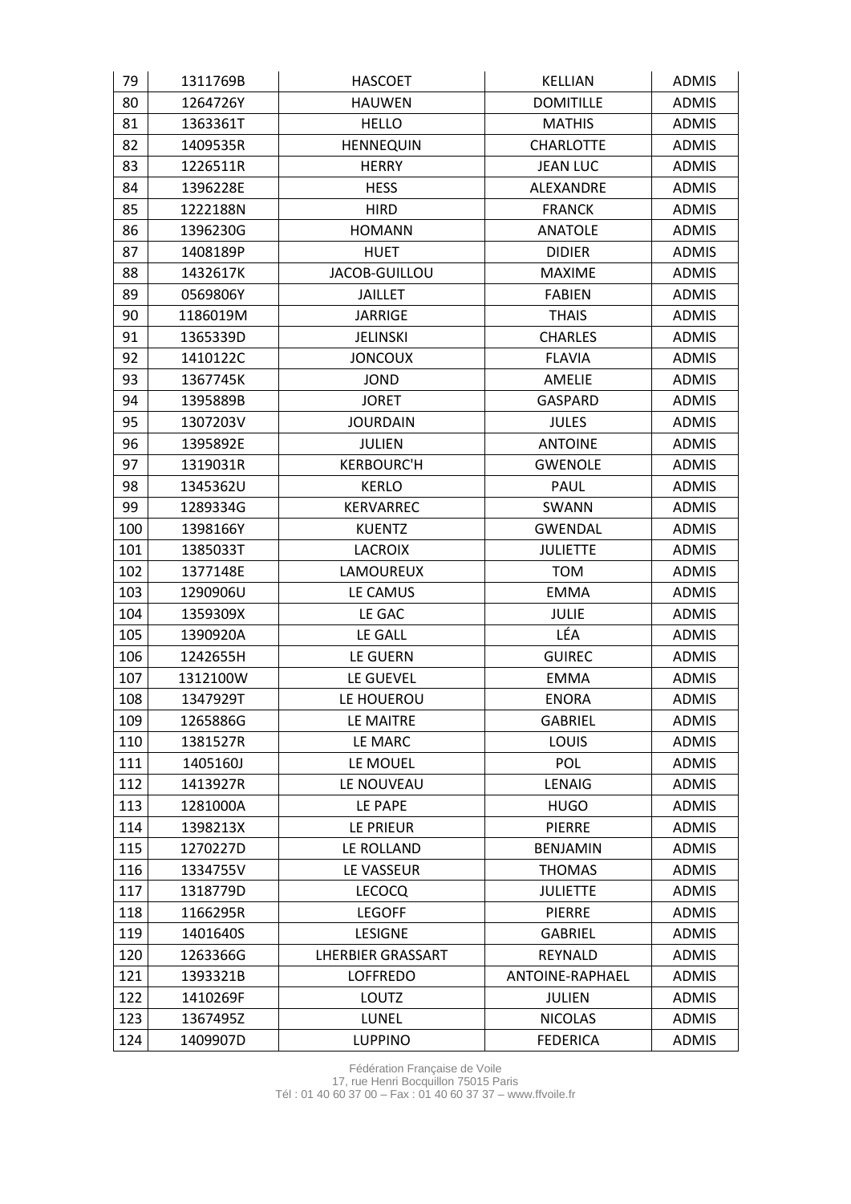| | | | | |
|---|---|---|---|---|
| 79 | 1311769B | HASCOET | KELLIAN | ADMIS |
| 80 | 1264726Y | HAUWEN | DOMITILLE | ADMIS |
| 81 | 1363361T | HELLO | MATHIS | ADMIS |
| 82 | 1409535R | HENNEQUIN | CHARLOTTE | ADMIS |
| 83 | 1226511R | HERRY | JEAN LUC | ADMIS |
| 84 | 1396228E | HESS | ALEXANDRE | ADMIS |
| 85 | 1222188N | HIRD | FRANCK | ADMIS |
| 86 | 1396230G | HOMANN | ANATOLE | ADMIS |
| 87 | 1408189P | HUET | DIDIER | ADMIS |
| 88 | 1432617K | JACOB-GUILLOU | MAXIME | ADMIS |
| 89 | 0569806Y | JAILLET | FABIEN | ADMIS |
| 90 | 1186019M | JARRIGE | THAIS | ADMIS |
| 91 | 1365339D | JELINSKI | CHARLES | ADMIS |
| 92 | 1410122C | JONCOUX | FLAVIA | ADMIS |
| 93 | 1367745K | JOND | AMELIE | ADMIS |
| 94 | 1395889B | JORET | GASPARD | ADMIS |
| 95 | 1307203V | JOURDAIN | JULES | ADMIS |
| 96 | 1395892E | JULIEN | ANTOINE | ADMIS |
| 97 | 1319031R | KERBOURC'H | GWENOLE | ADMIS |
| 98 | 1345362U | KERLO | PAUL | ADMIS |
| 99 | 1289334G | KERVARREC | SWANN | ADMIS |
| 100 | 1398166Y | KUENTZ | GWENDAL | ADMIS |
| 101 | 1385033T | LACROIX | JULIETTE | ADMIS |
| 102 | 1377148E | LAMOUREUX | TOM | ADMIS |
| 103 | 1290906U | LE CAMUS | EMMA | ADMIS |
| 104 | 1359309X | LE GAC | JULIE | ADMIS |
| 105 | 1390920A | LE GALL | LÉA | ADMIS |
| 106 | 1242655H | LE GUERN | GUIREC | ADMIS |
| 107 | 1312100W | LE GUEVEL | EMMA | ADMIS |
| 108 | 1347929T | LE HOUEROU | ENORA | ADMIS |
| 109 | 1265886G | LE MAITRE | GABRIEL | ADMIS |
| 110 | 1381527R | LE MARC | LOUIS | ADMIS |
| 111 | 1405160J | LE MOUEL | POL | ADMIS |
| 112 | 1413927R | LE NOUVEAU | LENAIG | ADMIS |
| 113 | 1281000A | LE PAPE | HUGO | ADMIS |
| 114 | 1398213X | LE PRIEUR | PIERRE | ADMIS |
| 115 | 1270227D | LE ROLLAND | BENJAMIN | ADMIS |
| 116 | 1334755V | LE VASSEUR | THOMAS | ADMIS |
| 117 | 1318779D | LECOCQ | JULIETTE | ADMIS |
| 118 | 1166295R | LEGOFF | PIERRE | ADMIS |
| 119 | 1401640S | LESIGNE | GABRIEL | ADMIS |
| 120 | 1263366G | LHERBIER GRASSART | REYNALD | ADMIS |
| 121 | 1393321B | LOFFREDO | ANTOINE-RAPHAEL | ADMIS |
| 122 | 1410269F | LOUTZ | JULIEN | ADMIS |
| 123 | 1367495Z | LUNEL | NICOLAS | ADMIS |
| 124 | 1409907D | LUPPINO | FEDERICA | ADMIS |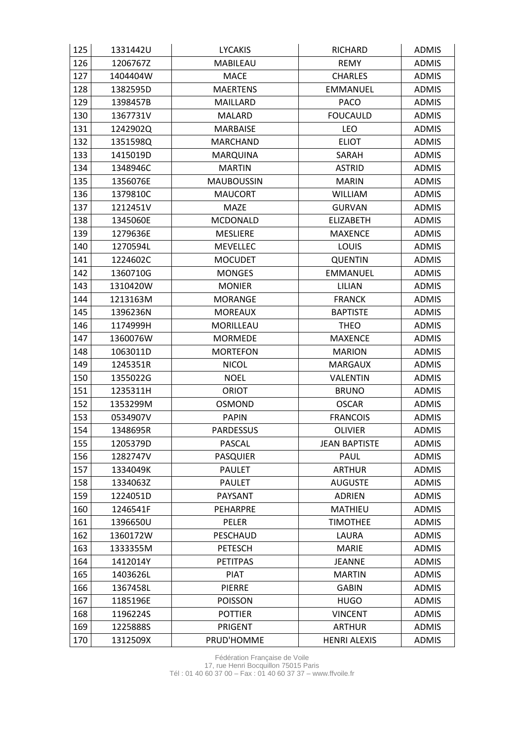| 125 | 1331442U | LYCAKIS | RICHARD | ADMIS |
|---|---|---|---|---|
| 126 | 1206767Z | MABILEAU | REMY | ADMIS |
| 127 | 1404404W | MACE | CHARLES | ADMIS |
| 128 | 1382595D | MAERTENS | EMMANUEL | ADMIS |
| 129 | 1398457B | MAILLARD | PACO | ADMIS |
| 130 | 1367731V | MALARD | FOUCAULD | ADMIS |
| 131 | 1242902Q | MARBAISE | LEO | ADMIS |
| 132 | 1351598Q | MARCHAND | ELIOT | ADMIS |
| 133 | 1415019D | MARQUINA | SARAH | ADMIS |
| 134 | 1348946C | MARTIN | ASTRID | ADMIS |
| 135 | 1356076E | MAUBOUSSIN | MARIN | ADMIS |
| 136 | 1379810C | MAUCORT | WILLIAM | ADMIS |
| 137 | 1212451V | MAZE | GURVAN | ADMIS |
| 138 | 1345060E | MCDONALD | ELIZABETH | ADMIS |
| 139 | 1279636E | MESLIERE | MAXENCE | ADMIS |
| 140 | 1270594L | MEVELLEC | LOUIS | ADMIS |
| 141 | 1224602C | MOCUDET | QUENTIN | ADMIS |
| 142 | 1360710G | MONGES | EMMANUEL | ADMIS |
| 143 | 1310420W | MONIER | LILIAN | ADMIS |
| 144 | 1213163M | MORANGE | FRANCK | ADMIS |
| 145 | 1396236N | MOREAUX | BAPTISTE | ADMIS |
| 146 | 1174999H | MORILLEAU | THEO | ADMIS |
| 147 | 1360076W | MORMEDE | MAXENCE | ADMIS |
| 148 | 1063011D | MORTEFON | MARION | ADMIS |
| 149 | 1245351R | NICOL | MARGAUX | ADMIS |
| 150 | 1355022G | NOEL | VALENTIN | ADMIS |
| 151 | 1235311H | ORIOT | BRUNO | ADMIS |
| 152 | 1353299M | OSMOND | OSCAR | ADMIS |
| 153 | 0534907V | PAPIN | FRANCOIS | ADMIS |
| 154 | 1348695R | PARDESSUS | OLIVIER | ADMIS |
| 155 | 1205379D | PASCAL | JEAN BAPTISTE | ADMIS |
| 156 | 1282747V | PASQUIER | PAUL | ADMIS |
| 157 | 1334049K | PAULET | ARTHUR | ADMIS |
| 158 | 1334063Z | PAULET | AUGUSTE | ADMIS |
| 159 | 1224051D | PAYSANT | ADRIEN | ADMIS |
| 160 | 1246541F | PEHARPRE | MATHIEU | ADMIS |
| 161 | 1396650U | PELER | TIMOTHEE | ADMIS |
| 162 | 1360172W | PESCHAUD | LAURA | ADMIS |
| 163 | 1333355M | PETESCH | MARIE | ADMIS |
| 164 | 1412014Y | PETITPAS | JEANNE | ADMIS |
| 165 | 1403626L | PIAT | MARTIN | ADMIS |
| 166 | 1367458L | PIERRE | GABIN | ADMIS |
| 167 | 1185196E | POISSON | HUGO | ADMIS |
| 168 | 1196224S | POTTIER | VINCENT | ADMIS |
| 169 | 1225888S | PRIGENT | ARTHUR | ADMIS |
| 170 | 1312509X | PRUD'HOMME | HENRI ALEXIS | ADMIS |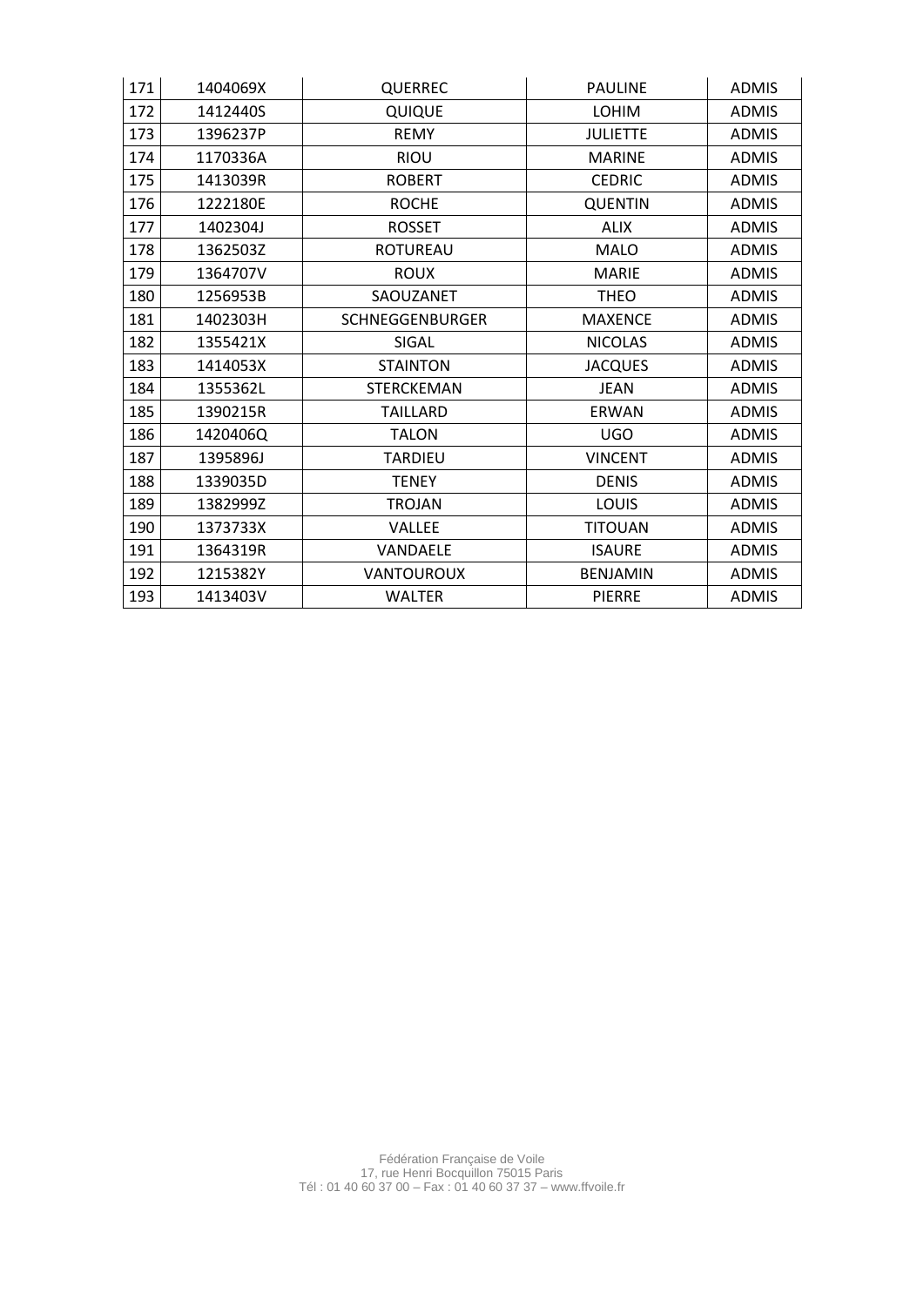| | | | | |
|---|---|---|---|---|
| 171 | 1404069X | QUERREC | PAULINE | ADMIS |
| 172 | 1412440S | QUIQUE | LOHIM | ADMIS |
| 173 | 1396237P | REMY | JULIETTE | ADMIS |
| 174 | 1170336A | RIOU | MARINE | ADMIS |
| 175 | 1413039R | ROBERT | CEDRIC | ADMIS |
| 176 | 1222180E | ROCHE | QUENTIN | ADMIS |
| 177 | 1402304J | ROSSET | ALIX | ADMIS |
| 178 | 1362503Z | ROTUREAU | MALO | ADMIS |
| 179 | 1364707V | ROUX | MARIE | ADMIS |
| 180 | 1256953B | SAOUZANET | THEO | ADMIS |
| 181 | 1402303H | SCHNEGGENBURGER | MAXENCE | ADMIS |
| 182 | 1355421X | SIGAL | NICOLAS | ADMIS |
| 183 | 1414053X | STAINTON | JACQUES | ADMIS |
| 184 | 1355362L | STERCKEMAN | JEAN | ADMIS |
| 185 | 1390215R | TAILLARD | ERWAN | ADMIS |
| 186 | 1420406Q | TALON | UGO | ADMIS |
| 187 | 1395896J | TARDIEU | VINCENT | ADMIS |
| 188 | 1339035D | TENEY | DENIS | ADMIS |
| 189 | 1382999Z | TROJAN | LOUIS | ADMIS |
| 190 | 1373733X | VALLEE | TITOUAN | ADMIS |
| 191 | 1364319R | VANDAELE | ISAURE | ADMIS |
| 192 | 1215382Y | VANTOUROUX | BENJAMIN | ADMIS |
| 193 | 1413403V | WALTER | PIERRE | ADMIS |